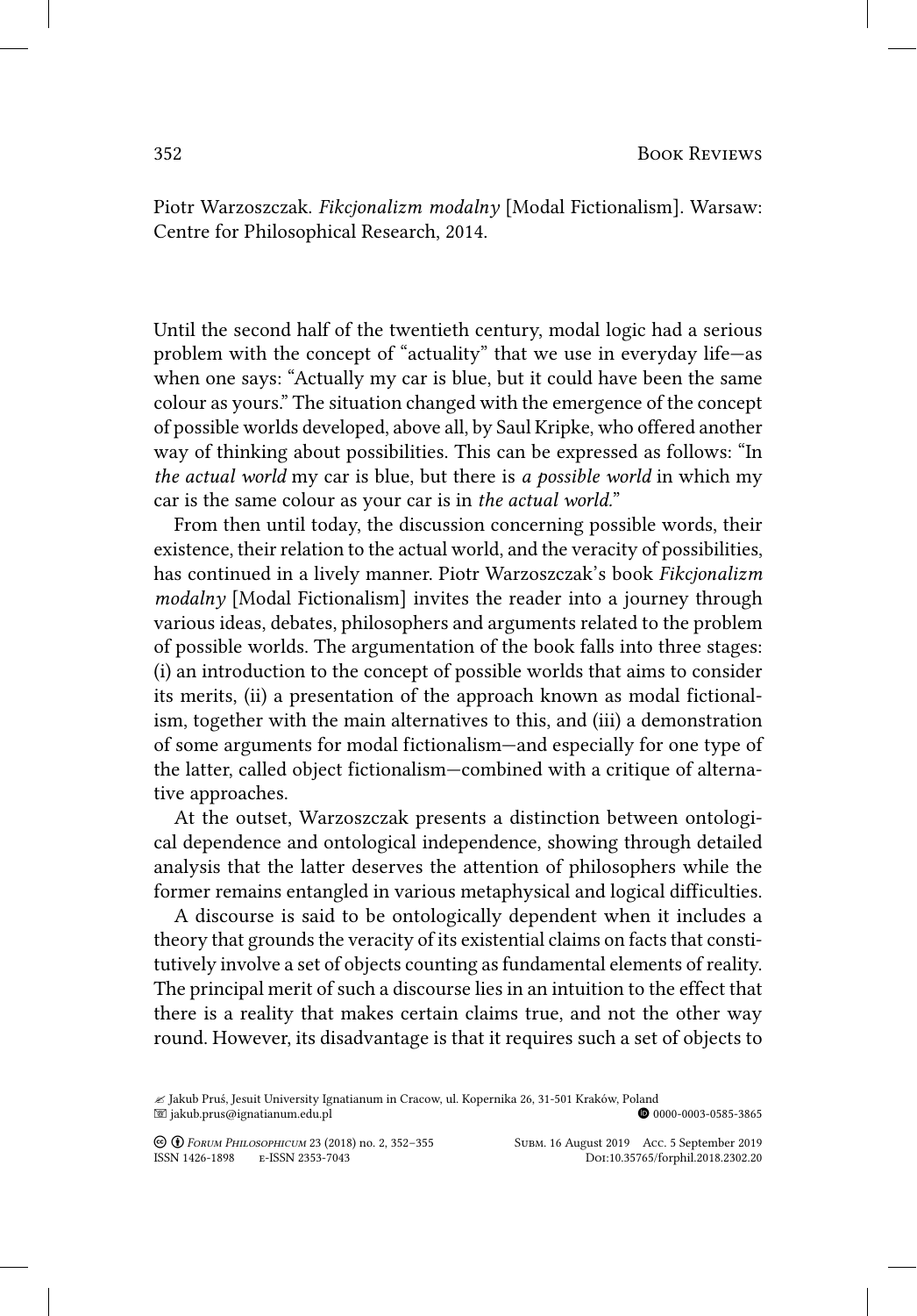Piotr Warzoszczak. *Fikcjonalizm modalny* [Modal Fictionalism]. Warsaw: Centre for Philosophical Research, 2014.

Until the second half of the twentieth century, modal logic had a serious problem with the concept of "actuality" that we use in everyday life—as when one says: "Actually my car is blue, but it could have been the same colour as yours." The situation changed with the emergence of the concept of possible worlds developed, above all, by Saul Kripke, who offered another way of thinking about possibilities. This can be expressed as follows: "In *the actual world* my car is blue, but there is *a possible world* in which my car is the same colour as your car is in *the actual world.*"

From then until today, the discussion concerning possible words, their existence, their relation to the actual world, and the veracity of possibilities, has continued in a lively manner. Piotr Warzoszczak's book *Fikcjonalizm modalny* [Modal Fictionalism] invites the reader into a journey through various ideas, debates, philosophers and arguments related to the problem of possible worlds. The argumentation of the book falls into three stages: (i) an introduction to the concept of possible worlds that aims to consider its merits, (ii) a presentation of the approach known as modal fictionalism, together with the main alternatives to this, and (iii) a demonstration of some arguments for modal fictionalism—and especially for one type of the latter, called object fictionalism—combined with a critique of alternative approaches.

At the outset, Warzoszczak presents a distinction between ontological dependence and ontological independence, showing through detailed analysis that the latter deserves the attention of philosophers while the former remains entangled in various metaphysical and logical difficulties.

A discourse is said to be ontologically dependent when it includes a theory that grounds the veracity of its existential claims on facts that constitutively involve a set of objects counting as fundamental elements of reality. The principal merit of such a discourse lies in an intuition to the effect that there is a reality that makes certain claims true, and not the other way round. However, its disadvantage is that it requires such a set of objects to

✍ Jakub Pruś, Jesuit University Ignatianum in Cracow, ul. Kopernika 26, 31-501 Kraków, Poland
✉ jakub.prus@ignatianum.edu.pl
0000-0003-0585-3865

Subm. 16 August 2019 Acc. 5 September 2019
Doi:10.35765/forphil.2018.2302.20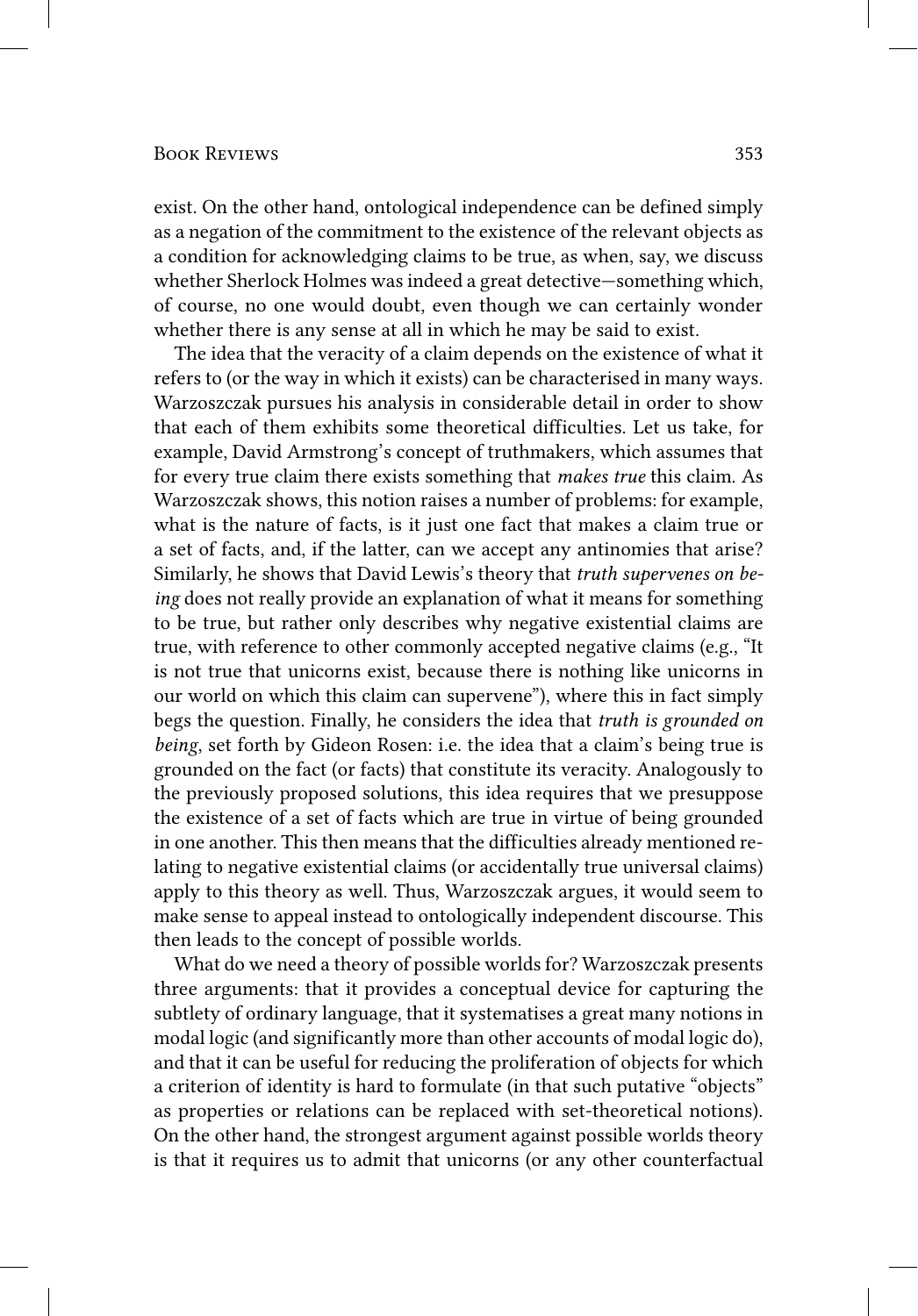exist. On the other hand, ontological independence can be defined simply as a negation of the commitment to the existence of the relevant objects as a condition for acknowledging claims to be true, as when, say, we discuss whether Sherlock Holmes was indeed a great detective—something which, of course, no one would doubt, even though we can certainly wonder whether there is any sense at all in which he may be said to exist.

The idea that the veracity of a claim depends on the existence of what it refers to (or the way in which it exists) can be characterised in many ways. Warzoszczak pursues his analysis in considerable detail in order to show that each of them exhibits some theoretical difficulties. Let us take, for example, David Armstrong's concept of truthmakers, which assumes that for every true claim there exists something that *makes true* this claim. As Warzoszczak shows, this notion raises a number of problems: for example, what is the nature of facts, is it just one fact that makes a claim true or a set of facts, and, if the latter, can we accept any antinomies that arise? Similarly, he shows that David Lewis's theory that *truth supervenes on being* does not really provide an explanation of what it means for something to be true, but rather only describes why negative existential claims are true, with reference to other commonly accepted negative claims (e.g., "It is not true that unicorns exist, because there is nothing like unicorns in our world on which this claim can supervene"), where this in fact simply begs the question. Finally, he considers the idea that *truth is grounded on being*, set forth by Gideon Rosen: i.e. the idea that a claim's being true is grounded on the fact (or facts) that constitute its veracity. Analogously to the previously proposed solutions, this idea requires that we presuppose the existence of a set of facts which are true in virtue of being grounded in one another. This then means that the difficulties already mentioned relating to negative existential claims (or accidentally true universal claims) apply to this theory as well. Thus, Warzoszczak argues, it would seem to make sense to appeal instead to ontologically independent discourse. This then leads to the concept of possible worlds.

What do we need a theory of possible worlds for? Warzoszczak presents three arguments: that it provides a conceptual device for capturing the subtlety of ordinary language, that it systematises a great many notions in modal logic (and significantly more than other accounts of modal logic do), and that it can be useful for reducing the proliferation of objects for which a criterion of identity is hard to formulate (in that such putative "objects" as properties or relations can be replaced with set-theoretical notions). On the other hand, the strongest argument against possible worlds theory is that it requires us to admit that unicorns (or any other counterfactual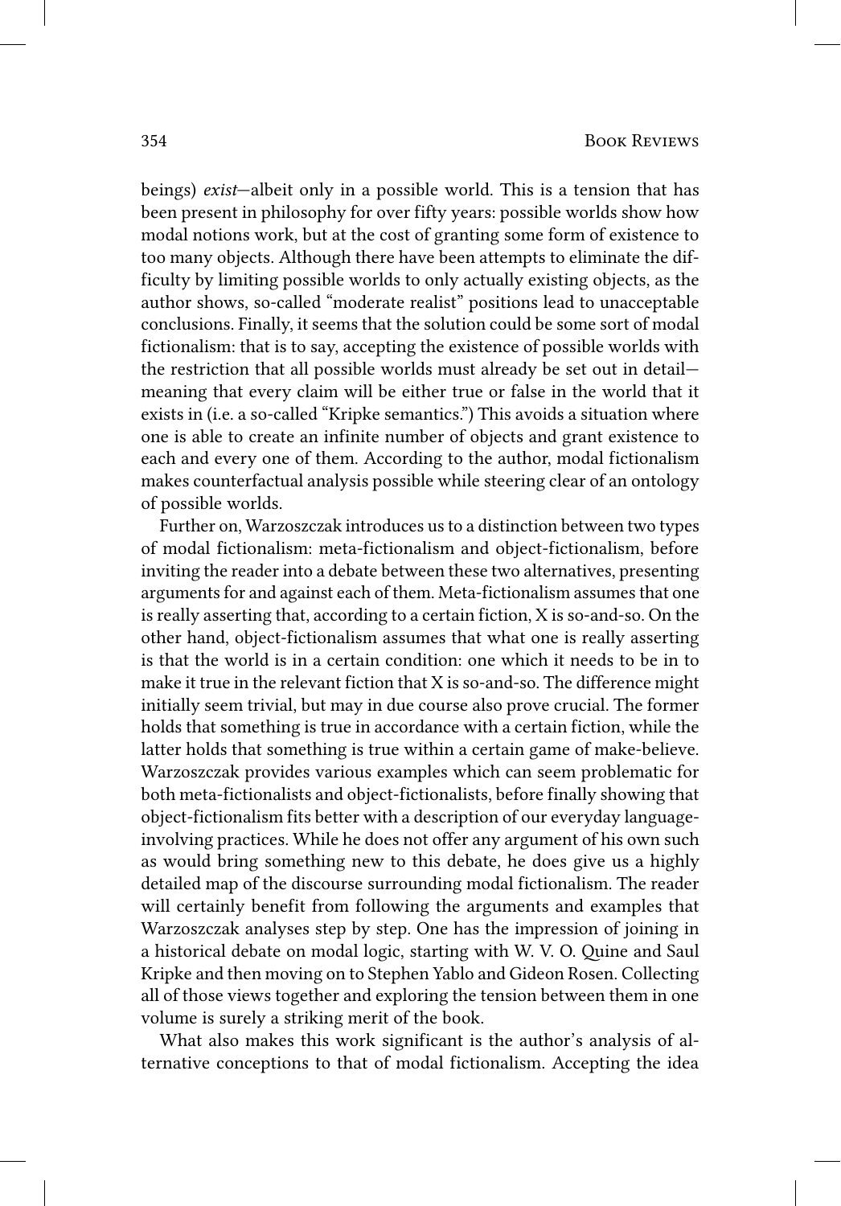beings) *exist*—albeit only in a possible world. This is a tension that has been present in philosophy for over fifty years: possible worlds show how modal notions work, but at the cost of granting some form of existence to too many objects. Although there have been attempts to eliminate the difficulty by limiting possible worlds to only actually existing objects, as the author shows, so-called "moderate realist" positions lead to unacceptable conclusions. Finally, it seems that the solution could be some sort of modal fictionalism: that is to say, accepting the existence of possible worlds with the restriction that all possible worlds must already be set out in detail—meaning that every claim will be either true or false in the world that it exists in (i.e. a so-called "Kripke semantics.") This avoids a situation where one is able to create an infinite number of objects and grant existence to each and every one of them. According to the author, modal fictionalism makes counterfactual analysis possible while steering clear of an ontology of possible worlds.

Further on, Warzoszczak introduces us to a distinction between two types of modal fictionalism: meta-fictionalism and object-fictionalism, before inviting the reader into a debate between these two alternatives, presenting arguments for and against each of them. Meta-fictionalism assumes that one is really asserting that, according to a certain fiction, X is so-and-so. On the other hand, object-fictionalism assumes that what one is really asserting is that the world is in a certain condition: one which it needs to be in to make it true in the relevant fiction that X is so-and-so. The difference might initially seem trivial, but may in due course also prove crucial. The former holds that something is true in accordance with a certain fiction, while the latter holds that something is true within a certain game of make-believe. Warzoszczak provides various examples which can seem problematic for both meta-fictionalists and object-fictionalists, before finally showing that object-fictionalism fits better with a description of our everyday language-involving practices. While he does not offer any argument of his own such as would bring something new to this debate, he does give us a highly detailed map of the discourse surrounding modal fictionalism. The reader will certainly benefit from following the arguments and examples that Warzoszczak analyses step by step. One has the impression of joining in a historical debate on modal logic, starting with W. V. O. Quine and Saul Kripke and then moving on to Stephen Yablo and Gideon Rosen. Collecting all of those views together and exploring the tension between them in one volume is surely a striking merit of the book.

What also makes this work significant is the author's analysis of alternative conceptions to that of modal fictionalism. Accepting the idea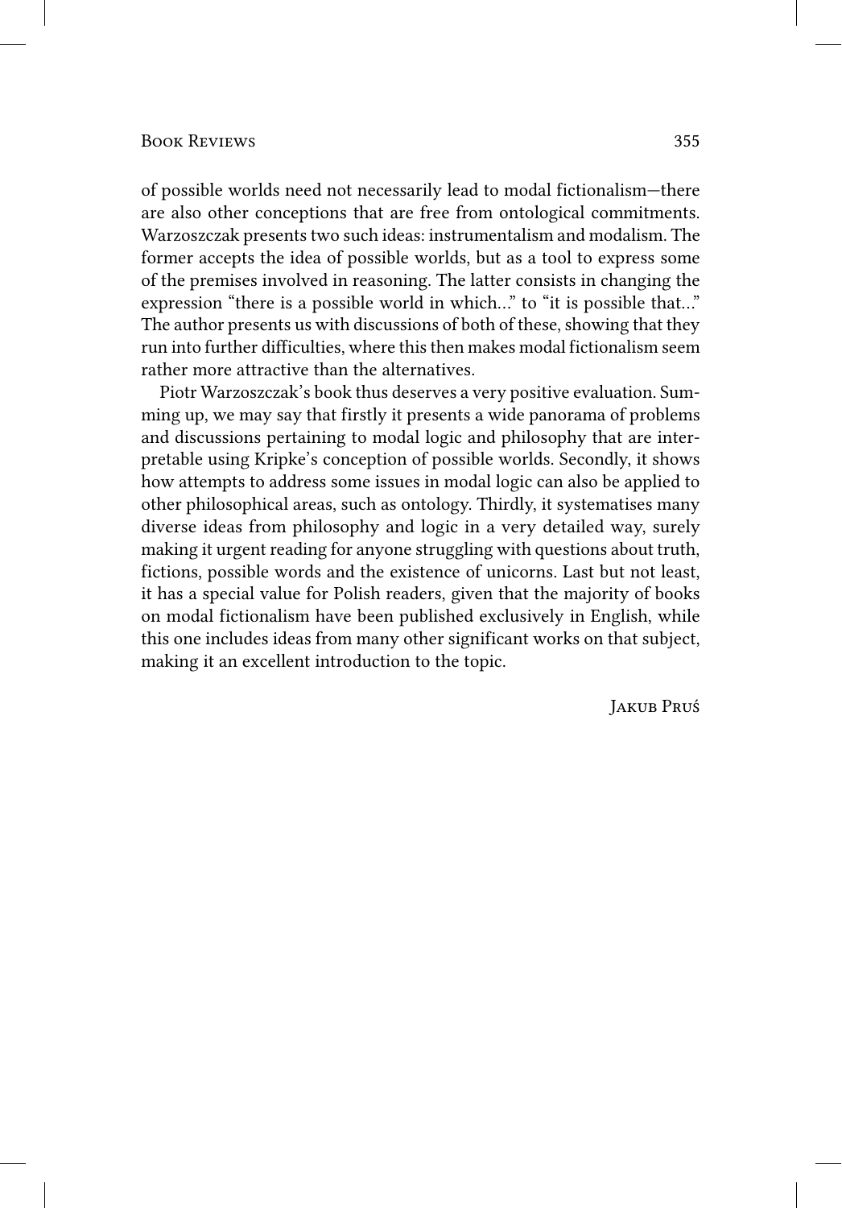of possible worlds need not necessarily lead to modal fictionalism—there are also other conceptions that are free from ontological commitments. Warzoszczak presents two such ideas: instrumentalism and modalism. The former accepts the idea of possible worlds, but as a tool to express some of the premises involved in reasoning. The latter consists in changing the expression "there is a possible world in which..." to "it is possible that..." The author presents us with discussions of both of these, showing that they run into further difficulties, where this then makes modal fictionalism seem rather more attractive than the alternatives.

Piotr Warzoszczak's book thus deserves a very positive evaluation. Summing up, we may say that firstly it presents a wide panorama of problems and discussions pertaining to modal logic and philosophy that are interpretable using Kripke's conception of possible worlds. Secondly, it shows how attempts to address some issues in modal logic can also be applied to other philosophical areas, such as ontology. Thirdly, it systematises many diverse ideas from philosophy and logic in a very detailed way, surely making it urgent reading for anyone struggling with questions about truth, fictions, possible words and the existence of unicorns. Last but not least, it has a special value for Polish readers, given that the majority of books on modal fictionalism have been published exclusively in English, while this one includes ideas from many other significant works on that subject, making it an excellent introduction to the topic.

Jakub Pruś